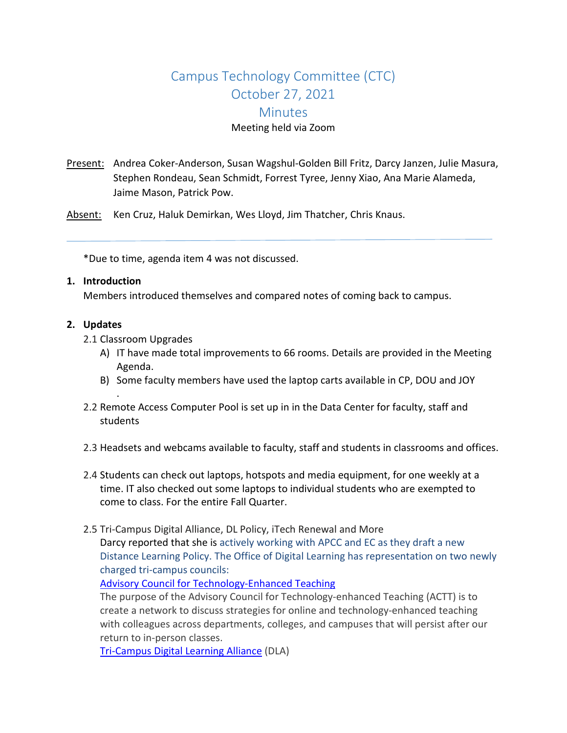# Campus Technology Committee (CTC)
## October 27, 2021
## Minutes

Meeting held via Zoom

Present: Andrea Coker-Anderson, Susan Wagshul-Golden Bill Fritz, Darcy Janzen, Julie Masura, Stephen Rondeau, Sean Schmidt, Forrest Tyree, Jenny Xiao, Ana Marie Alameda, Jaime Mason, Patrick Pow.

Absent: Ken Cruz, Haluk Demirkan, Wes Lloyd, Jim Thatcher, Chris Knaus.

---

*Due to time, agenda item 4 was not discussed.

**1. Introduction**

Members introduced themselves and compared notes of coming back to campus.

**2. Updates**

2.1 Classroom Upgrades

A) IT have made total improvements to 66 rooms. Details are provided in the Meeting Agenda.

B) Some faculty members have used the laptop carts available in CP, DOU and JOY .

2.2 Remote Access Computer Pool is set up in in the Data Center for faculty, staff and students

2.3 Headsets and webcams available to faculty, staff and students in classrooms and offices.

2.4 Students can check out laptops, hotspots and media equipment, for one weekly at a time. IT also checked out some laptops to individual students who are exempted to come to class. For the entire Fall Quarter.

2.5 Tri-Campus Digital Alliance, DL Policy, iTech Renewal and More

Darcy reported that she is actively working with APCC and EC as they draft a new Distance Learning Policy. The Office of Digital Learning has representation on two newly charged tri-campus councils:

Advisory Council for Technology-Enhanced Teaching

The purpose of the Advisory Council for Technology-enhanced Teaching (ACTT) is to create a network to discuss strategies for online and technology-enhanced teaching with colleagues across departments, colleges, and campuses that will persist after our return to in-person classes.

Tri-Campus Digital Learning Alliance (DLA)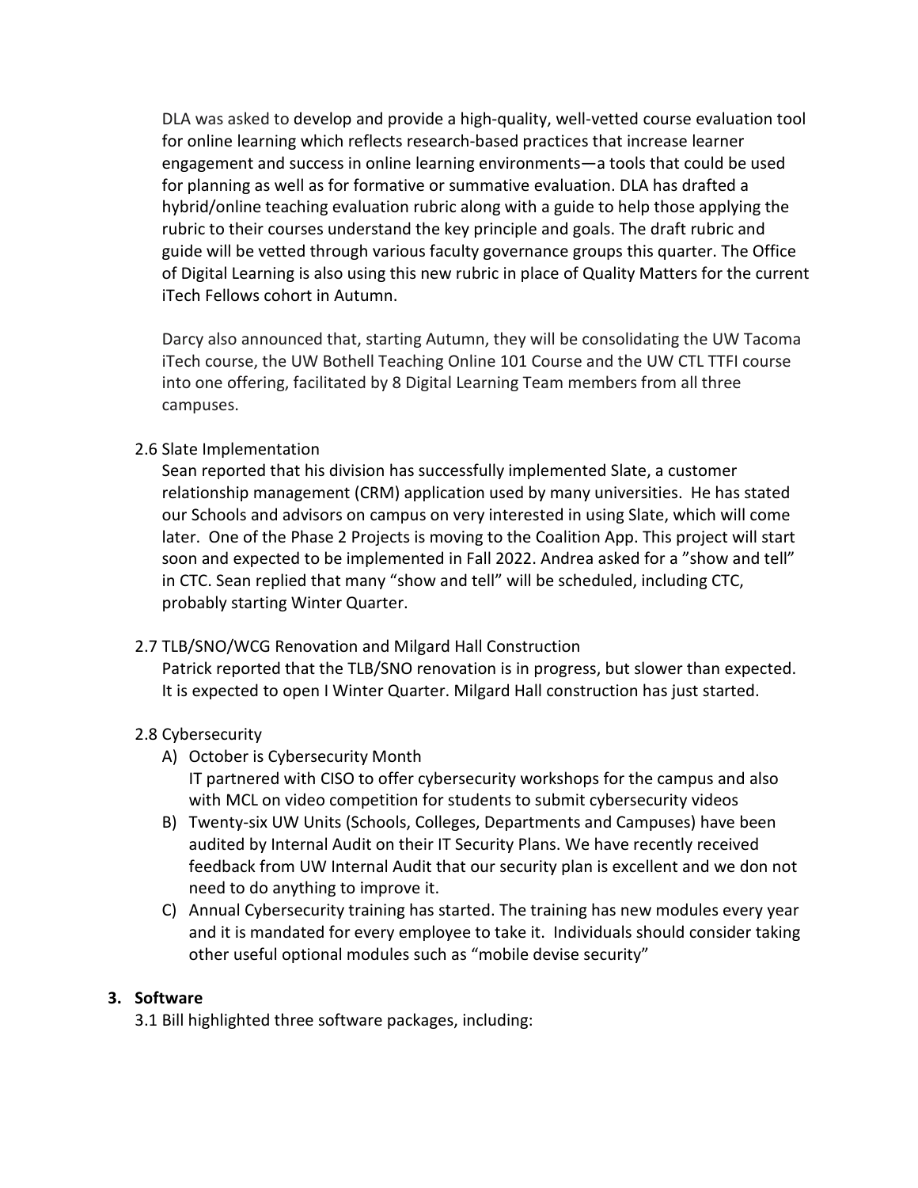DLA was asked to develop and provide a high-quality, well-vetted course evaluation tool for online learning which reflects research-based practices that increase learner engagement and success in online learning environments—a tools that could be used for planning as well as for formative or summative evaluation. DLA has drafted a hybrid/online teaching evaluation rubric along with a guide to help those applying the rubric to their courses understand the key principle and goals. The draft rubric and guide will be vetted through various faculty governance groups this quarter. The Office of Digital Learning is also using this new rubric in place of Quality Matters for the current iTech Fellows cohort in Autumn.

Darcy also announced that, starting Autumn, they will be consolidating the UW Tacoma iTech course, the UW Bothell Teaching Online 101 Course and the UW CTL TTFI course into one offering, facilitated by 8 Digital Learning Team members from all three campuses.

2.6 Slate Implementation

Sean reported that his division has successfully implemented Slate, a customer relationship management (CRM) application used by many universities. He has stated our Schools and advisors on campus on very interested in using Slate, which will come later. One of the Phase 2 Projects is moving to the Coalition App. This project will start soon and expected to be implemented in Fall 2022. Andrea asked for a "show and tell" in CTC. Sean replied that many "show and tell" will be scheduled, including CTC, probably starting Winter Quarter.

2.7 TLB/SNO/WCG Renovation and Milgard Hall Construction

Patrick reported that the TLB/SNO renovation is in progress, but slower than expected. It is expected to open I Winter Quarter. Milgard Hall construction has just started.

2.8 Cybersecurity

A) October is Cybersecurity Month
   IT partnered with CISO to offer cybersecurity workshops for the campus and also with MCL on video competition for students to submit cybersecurity videos
B) Twenty-six UW Units (Schools, Colleges, Departments and Campuses) have been audited by Internal Audit on their IT Security Plans. We have recently received feedback from UW Internal Audit that our security plan is excellent and we don not need to do anything to improve it.
C) Annual Cybersecurity training has started. The training has new modules every year and it is mandated for every employee to take it. Individuals should consider taking other useful optional modules such as "mobile devise security"

**3. Software**

3.1 Bill highlighted three software packages, including: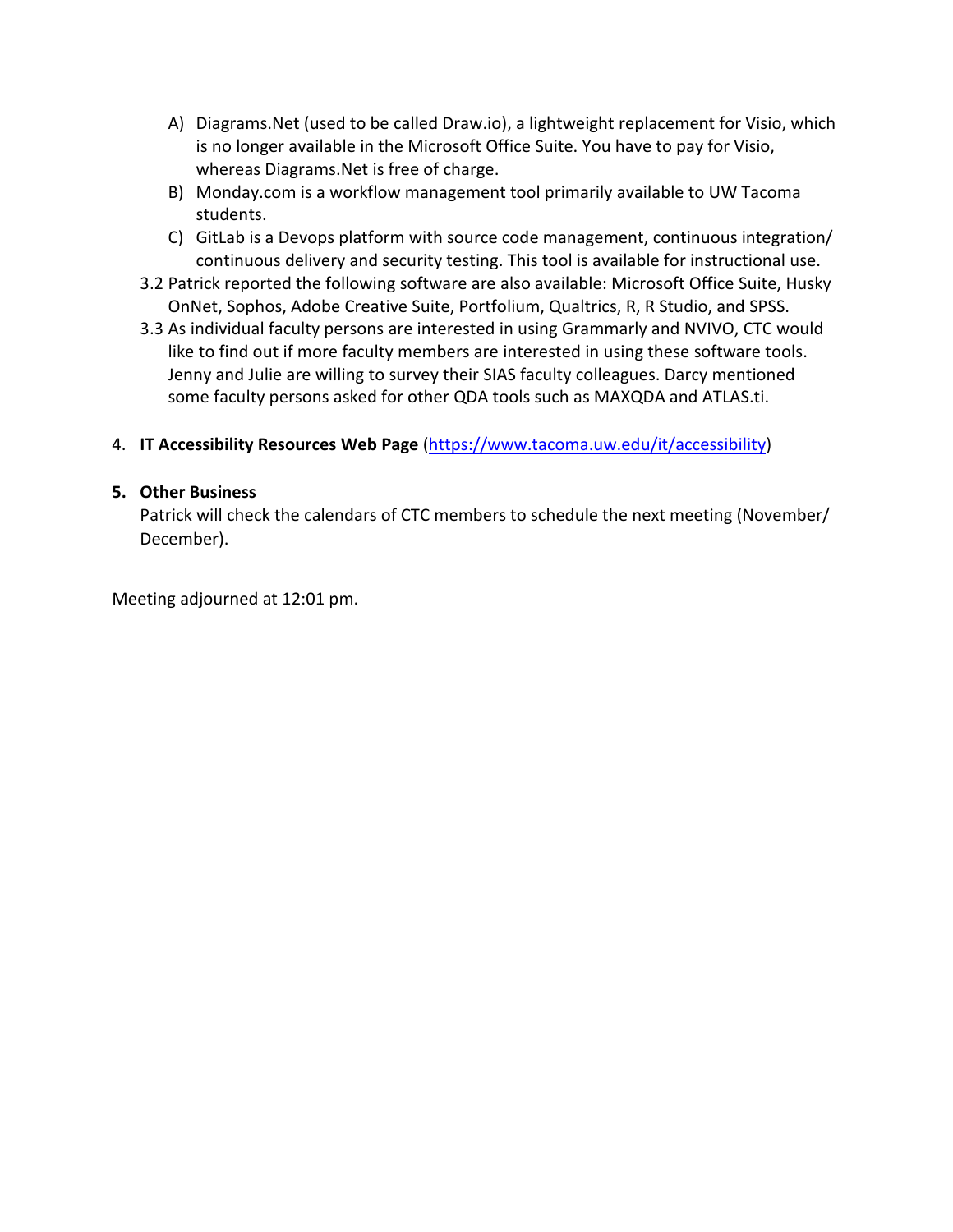A) Diagrams.Net (used to be called Draw.io), a lightweight replacement for Visio, which is no longer available in the Microsoft Office Suite. You have to pay for Visio, whereas Diagrams.Net is free of charge.

B) Monday.com is a workflow management tool primarily available to UW Tacoma students.

C) GitLab is a Devops platform with source code management, continuous integration/ continuous delivery and security testing. This tool is available for instructional use.

3.2 Patrick reported the following software are also available: Microsoft Office Suite, Husky OnNet, Sophos, Adobe Creative Suite, Portfolium, Qualtrics, R, R Studio, and SPSS.

3.3 As individual faculty persons are interested in using Grammarly and NVIVO, CTC would like to find out if more faculty members are interested in using these software tools. Jenny and Julie are willing to survey their SIAS faculty colleagues. Darcy mentioned some faculty persons asked for other QDA tools such as MAXQDA and ATLAS.ti.

4. **IT Accessibility Resources Web Page** ([https://www.tacoma.uw.edu/it/accessibility](https://www.tacoma.uw.edu/it/accessibility))

5. **Other Business**

   Patrick will check the calendars of CTC members to schedule the next meeting (November/ December).

Meeting adjourned at 12:01 pm.